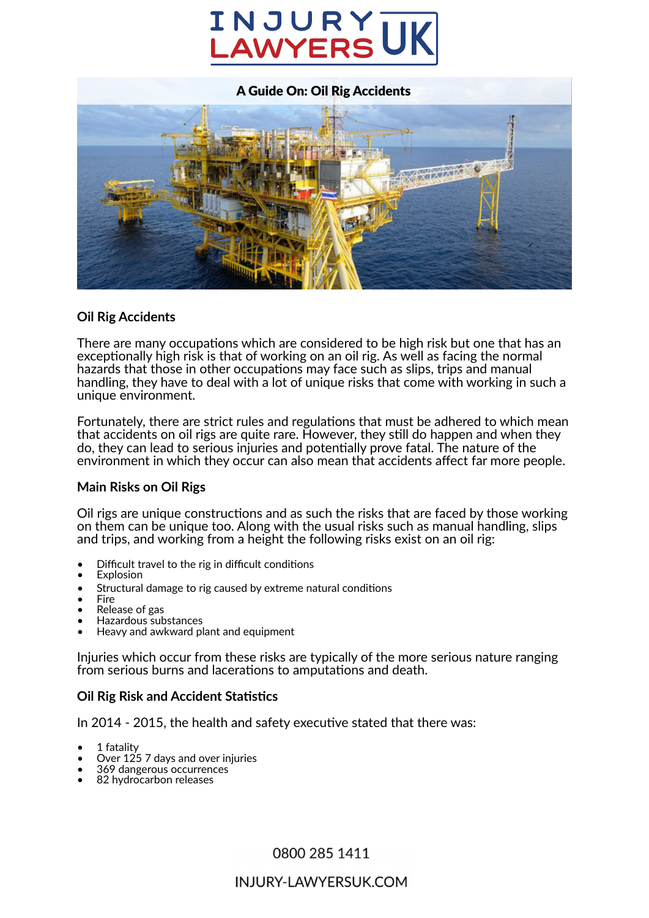# A Guide On: Oil Rig Accidents

## Oil Rig Accidents

There are many occupations which are considered to be high risk but one that has an exceptionally high risk is that of working on an oil rig. As well as facing the normal hazards that those in other occupations may face such as slips, trips and manual handling, they have to deal with a lot of unique risks that come with working in such a unique environment.

Fortunately, there are strict rules and regulations that must be adhered to which mean that accidents on oil rigs are quite rare. However, they still do happen and when they do, they can lead to serious injuries and potentially prove fatal. The nature of the environment in which they occur can also mean that accidents affect far more people.

### Main Risks on Oil Rigs

Oil rigs are unique constructions and as such the risks that are faced by those working on them can be unique too. Along with the usual risks such as manual handling, slips and trips, and working from a height the following risks exist on an oil rig:

- Difficult travel to the rig in difficult conditions
- Explosion
- Structural damage to rig caused by extreme natural conditions
- Fire
- Release of gas
- Hazardous substances
- Heavy and awkward plant and equipment

Injuries which occur from these risks are typically of the more serious nature ranging from serious burns and lacerations to amputations and death.

### Oil Rig Risk and Accident Statistics

In 2014 - 2015, the health and safety executive stated that there was:

- 1 fatality
- Over 125 7 days and over injuries
- 369 dangerous occurrences
- 82 hydrocarbon releases

0800 285 1411

INJURY-LAWYERSUK.COM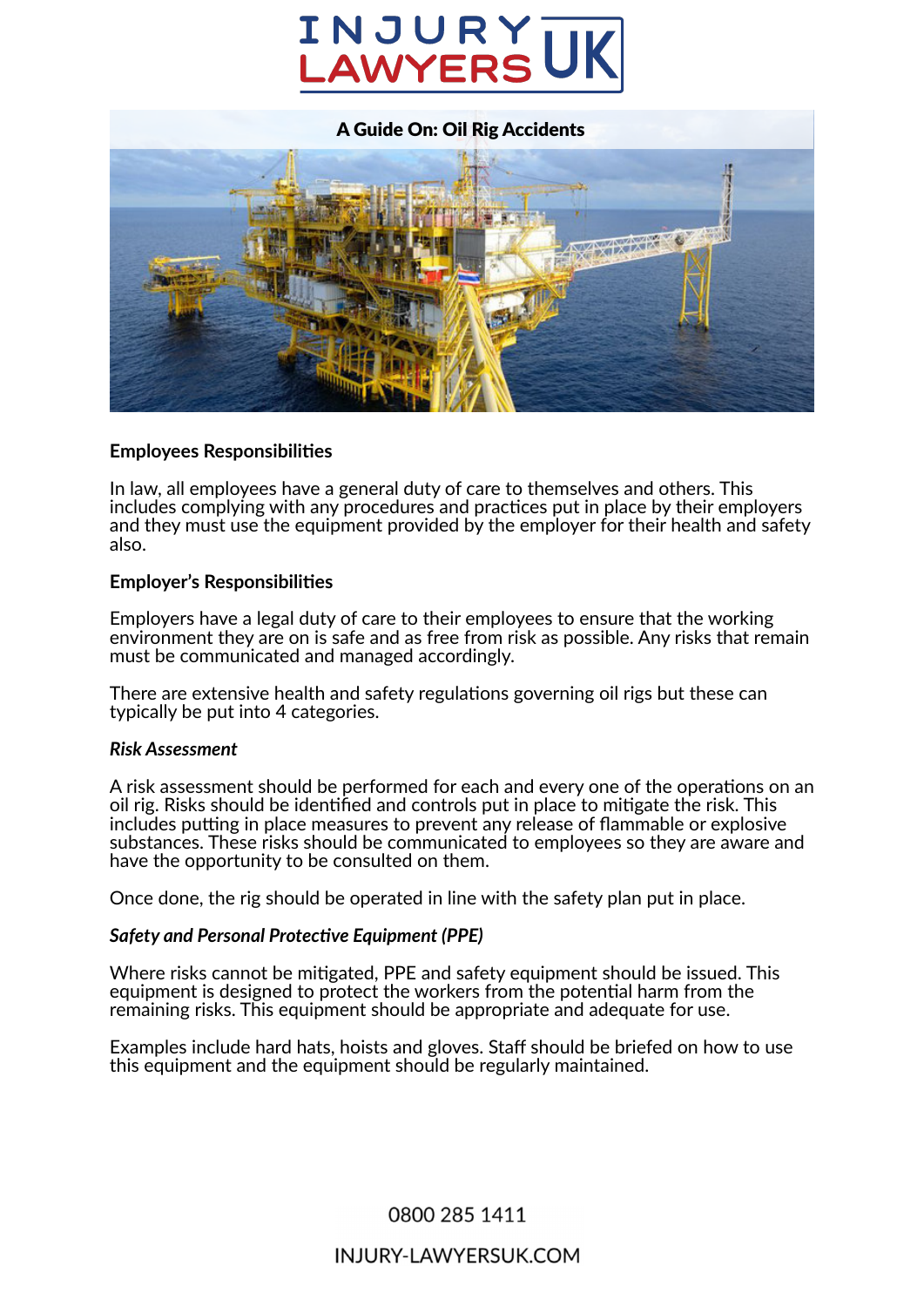## Employees Responsibilities

In law, all employees have a general duty of care to themselves and others. This includes complying with any procedures and practices put in place by their employers and they must use the equipment provided by the employer for their health and safety also.

## Employer's Responsibilities

Employers have a legal duty of care to their employees to ensure that the working environment they are on is safe and as free from risk as possible. Any risks that remain must be communicated and managed accordingly.

There are extensive health and safety regulations governing oil rigs but these can typically be put into 4 categories.

### *Risk Assessment*

A risk assessment should be performed for each and every one of the operations on an oil rig. Risks should be identified and controls put in place to mitigate the risk. This includes putting in place measures to prevent any release of flammable or explosive substances. These risks should be communicated to employees so they are aware and have the opportunity to be consulted on them.

Once done, the rig should be operated in line with the safety plan put in place.

### *Safety and Personal Protective Equipment (PPE)*

Where risks cannot be mitigated, PPE and safety equipment should be issued. This equipment is designed to protect the workers from the potential harm from the remaining risks. This equipment should be appropriate and adequate for use.

Examples include hard hats, hoists and gloves. Staff should be briefed on how to use this equipment and the equipment should be regularly maintained.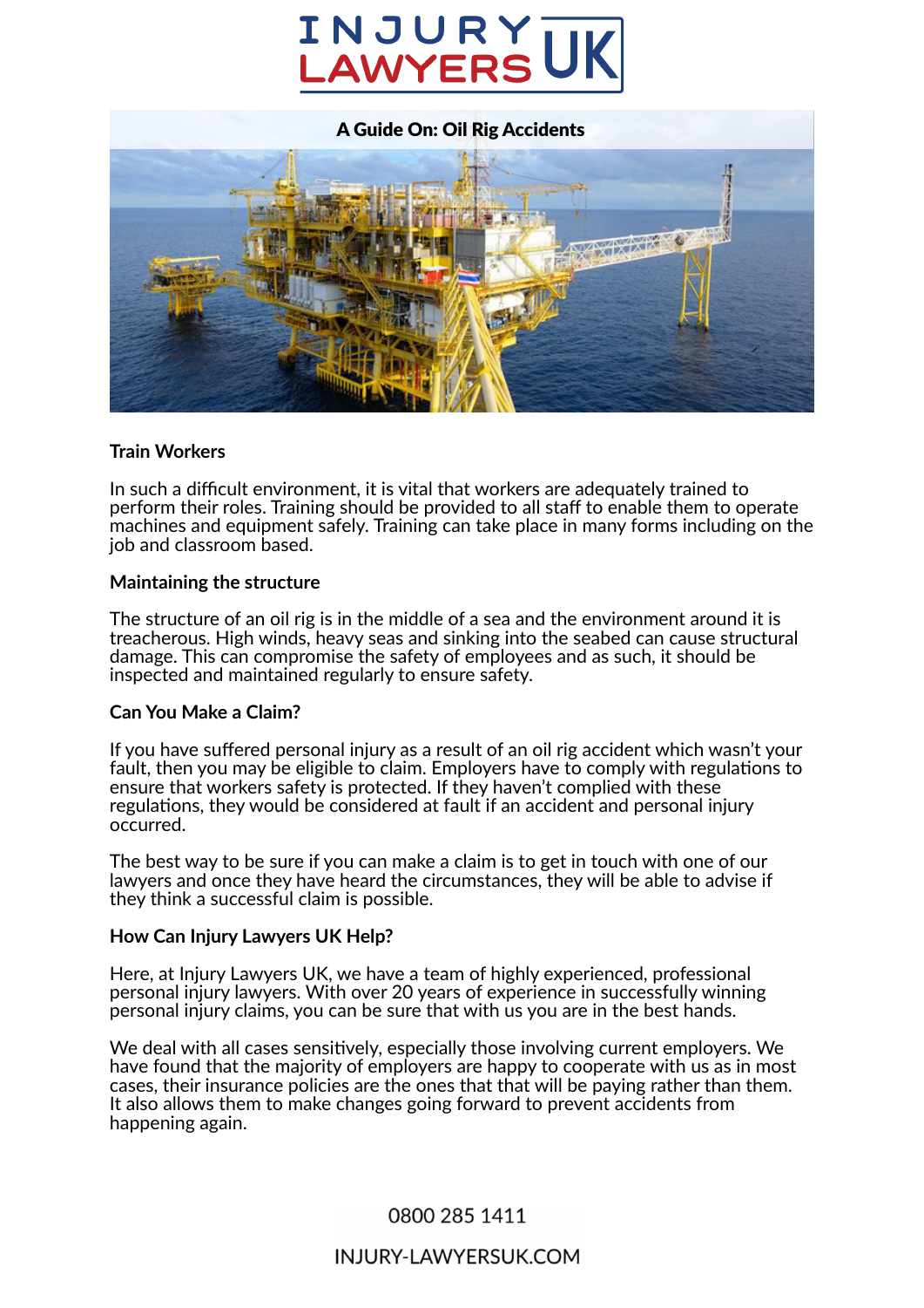## A Guide On: Oil Rig Accidents

### Train Workers

In such a difficult environment, it is vital that workers are adequately trained to perform their roles. Training should be provided to all staff to enable them to operate machines and equipment safely. Training can take place in many forms including on the job and classroom based.

### Maintaining the structure

The structure of an oil rig is in the middle of a sea and the environment around it is treacherous. High winds, heavy seas and sinking into the seabed can cause structural damage. This can compromise the safety of employees and as such, it should be inspected and maintained regularly to ensure safety.

### Can You Make a Claim?

If you have suffered personal injury as a result of an oil rig accident which wasn't your fault, then you may be eligible to claim. Employers have to comply with regulations to ensure that workers safety is protected. If they haven't complied with these regulations, they would be considered at fault if an accident and personal injury occurred.

The best way to be sure if you can make a claim is to get in touch with one of our lawyers and once they have heard the circumstances, they will be able to advise if they think a successful claim is possible.

### How Can Injury Lawyers UK Help?

Here, at Injury Lawyers UK, we have a team of highly experienced, professional personal injury lawyers. With over 20 years of experience in successfully winning personal injury claims, you can be sure that with us you are in the best hands.

We deal with all cases sensitively, especially those involving current employers. We have found that the majority of employers are happy to cooperate with us as in most cases, their insurance policies are the ones that that will be paying rather than them. It also allows them to make changes going forward to prevent accidents from happening again.

0800 285 1411

INJURY-LAWYERSUK.COM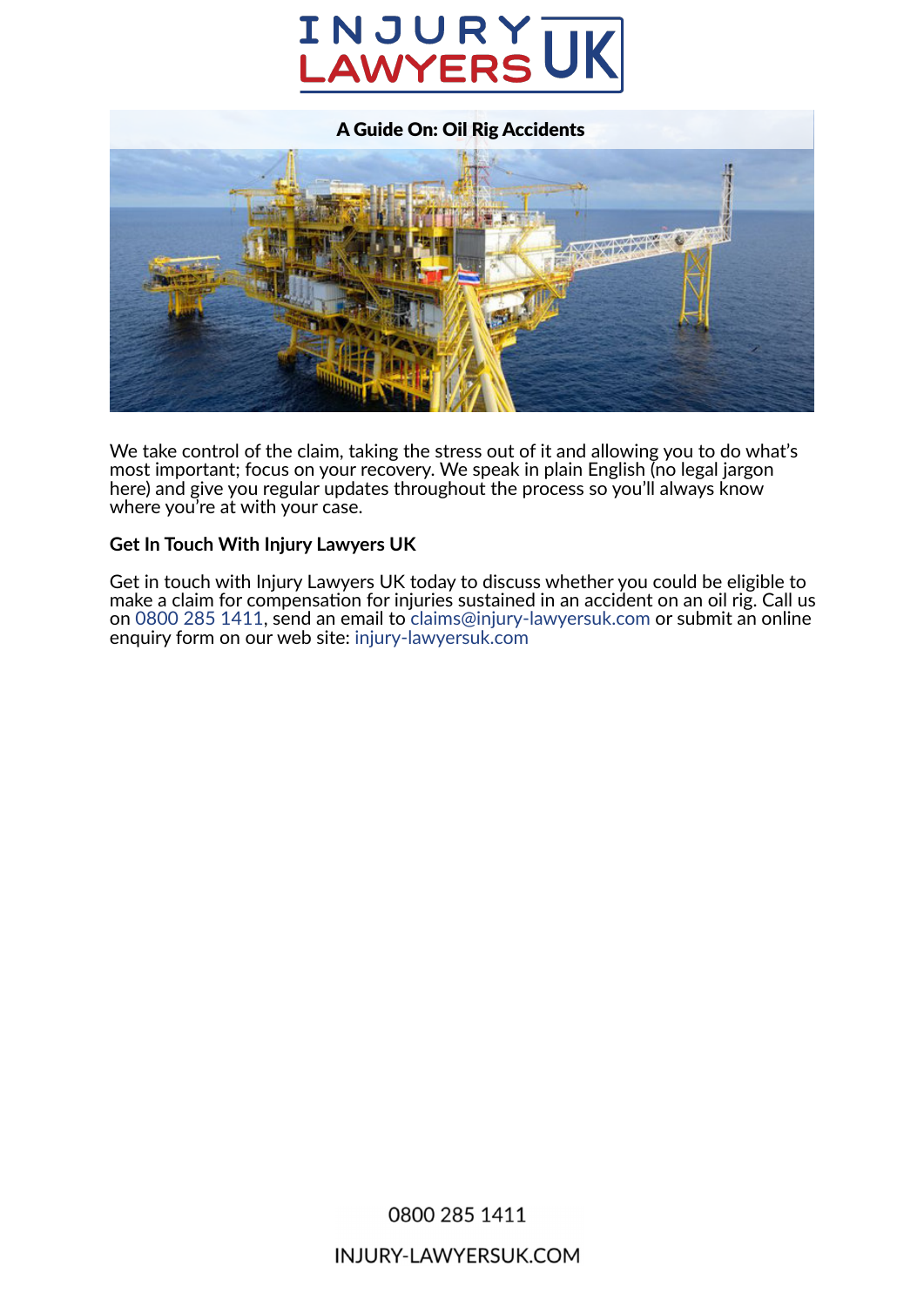We take control of the claim, taking the stress out of it and allowing you to do what's most important; focus on your recovery. We speak in plain English (no legal jargon here) and give you regular updates throughout the process so you'll always know where you're at with your case.

**Get In Touch With Injury Lawyers UK**

Get in touch with Injury Lawyers UK today to discuss whether you could be eligible to make a claim for compensation for injuries sustained in an accident on an oil rig. Call us on 0800 285 1411, send an email to claims@injury-lawyersuk.com or submit an online enquiry form on our web site: injury-lawyersuk.com